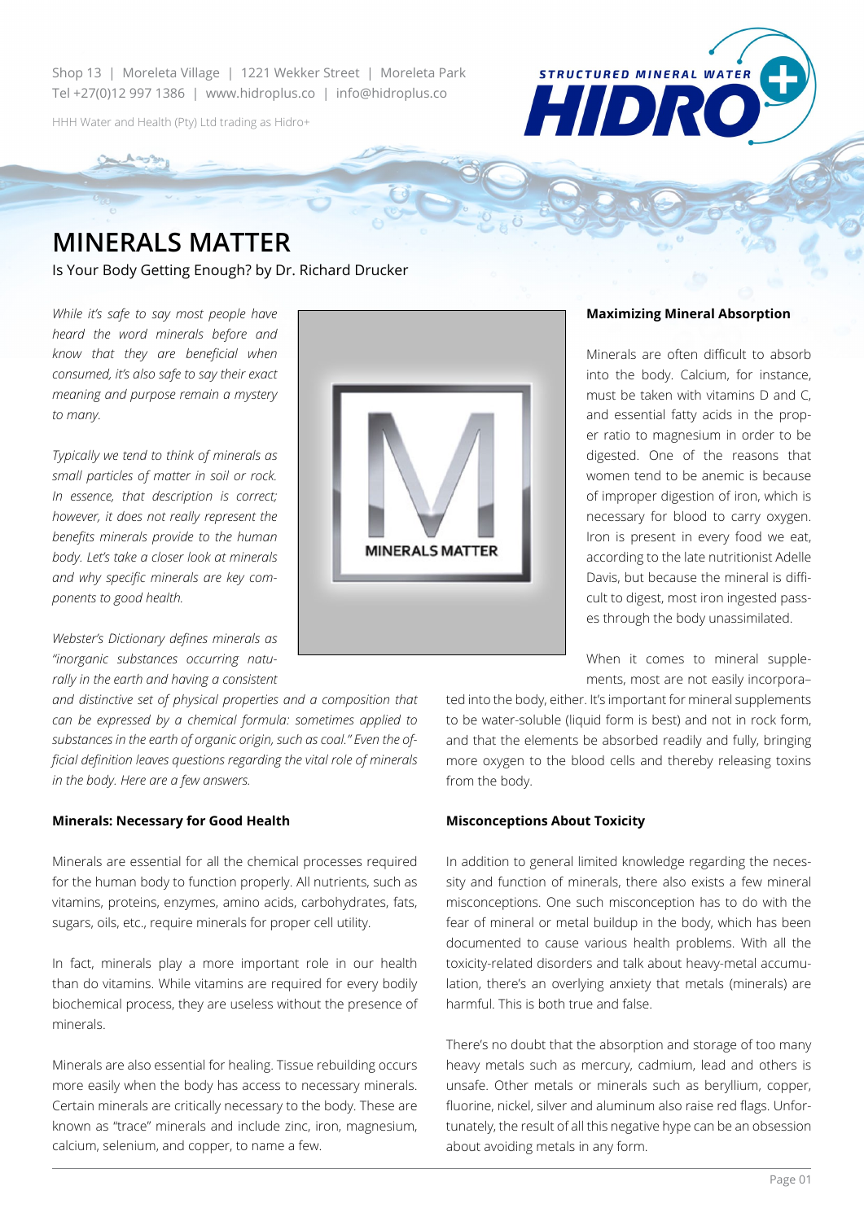Shop 13 | Moreleta Village | 1221 Wekker Street | Moreleta Park
Tel +27(0)12 997 1386 | www.hidroplus.co | info@hidroplus.co

HHH Water and Health (Pty) Ltd trading as Hidro+

# MINERALS MATTER

Is Your Body Getting Enough? by Dr. Richard Drucker

*While it's safe to say most people have heard the word minerals before and know that they are beneficial when consumed, it's also safe to say their exact meaning and purpose remain a mystery to many.*

*Typically we tend to think of minerals as small particles of matter in soil or rock. In essence, that description is correct; however, it does not really represent the benefits minerals provide to the human body. Let's take a closer look at minerals and why specific minerals are key components to good health.*

*Webster's Dictionary defines minerals as "inorganic substances occurring naturally in the earth and having a consistent and distinctive set of physical properties and a composition that can be expressed by a chemical formula: sometimes applied to substances in the earth of organic origin, such as coal." Even the official definition leaves questions regarding the vital role of minerals in the body. Here are a few answers.*

**Minerals: Necessary for Good Health**

Minerals are essential for all the chemical processes required for the human body to function properly. All nutrients, such as vitamins, proteins, enzymes, amino acids, carbohydrates, fats, sugars, oils, etc., require minerals for proper cell utility.

In fact, minerals play a more important role in our health than do vitamins. While vitamins are required for every bodily biochemical process, they are useless without the presence of minerals.

Minerals are also essential for healing. Tissue rebuilding occurs more easily when the body has access to necessary minerals. Certain minerals are critically necessary to the body. These are known as "trace" minerals and include zinc, iron, magnesium, calcium, selenium, and copper, to name a few.

**Maximizing Mineral Absorption**

Minerals are often difficult to absorb into the body. Calcium, for instance, must be taken with vitamins D and C, and essential fatty acids in the proper ratio to magnesium in order to be digested. One of the reasons that women tend to be anemic is because of improper digestion of iron, which is necessary for blood to carry oxygen. Iron is present in every food we eat, according to the late nutritionist Adelle Davis, but because the mineral is difficult to digest, most iron ingested passes through the body unassimilated.

When it comes to mineral supplements, most are not easily incorporated into the body, either. It's important for mineral supplements to be water-soluble (liquid form is best) and not in rock form, and that the elements be absorbed readily and fully, bringing more oxygen to the blood cells and thereby releasing toxins from the body.

**Misconceptions About Toxicity**

In addition to general limited knowledge regarding the necessity and function of minerals, there also exists a few mineral misconceptions. One such misconception has to do with the fear of mineral or metal buildup in the body, which has been documented to cause various health problems. With all the toxicity-related disorders and talk about heavy-metal accumulation, there's an overlying anxiety that metals (minerals) are harmful. This is both true and false.

There's no doubt that the absorption and storage of too many heavy metals such as mercury, cadmium, lead and others is unsafe. Other metals or minerals such as beryllium, copper, fluorine, nickel, silver and aluminum also raise red flags. Unfortunately, the result of all this negative hype can be an obsession about avoiding metals in any form.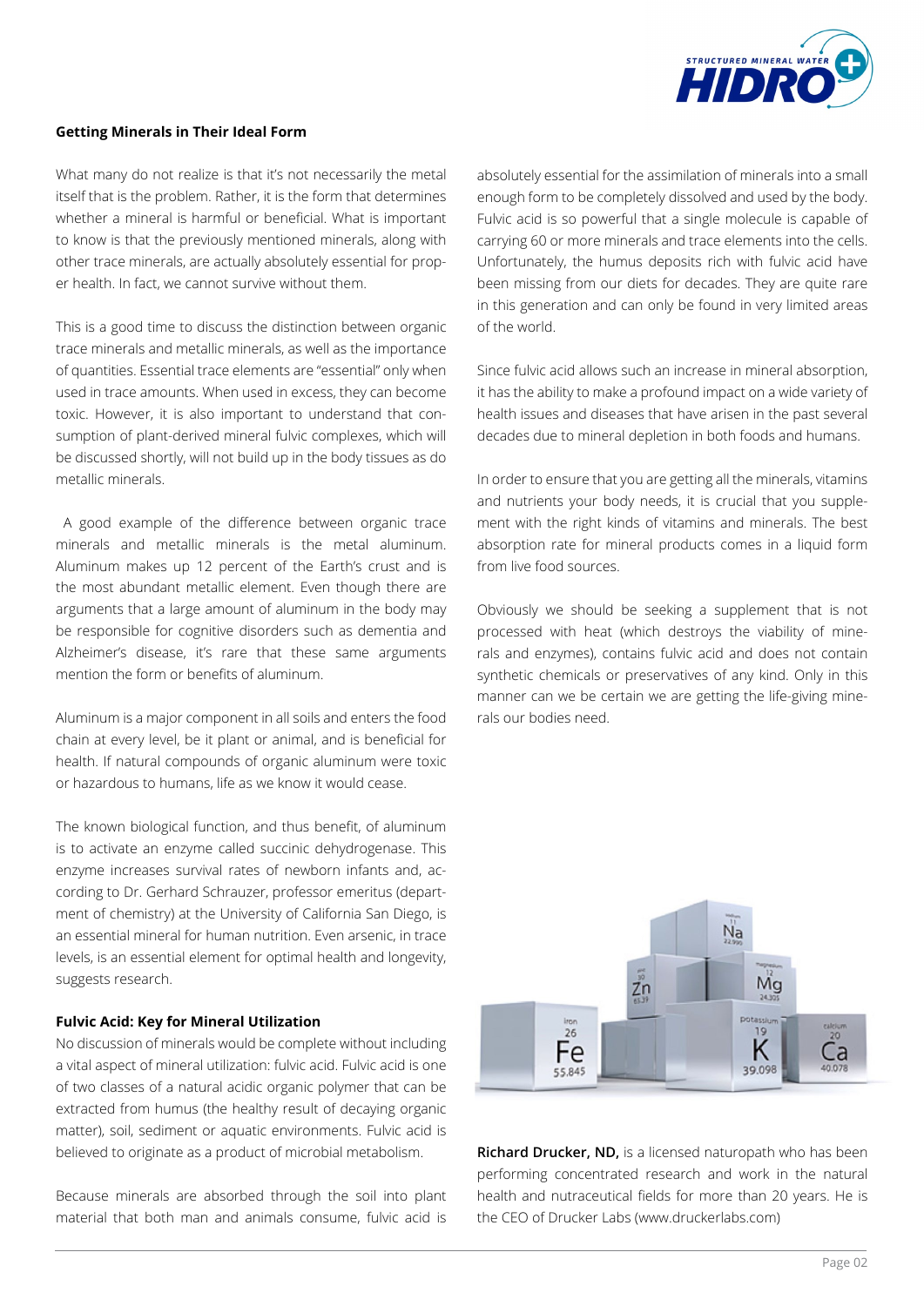**Getting Minerals in Their Ideal Form**

What many do not realize is that it's not necessarily the metal itself that is the problem. Rather, it is the form that determines whether a mineral is harmful or beneficial. What is important to know is that the previously mentioned minerals, along with other trace minerals, are actually absolutely essential for proper health. In fact, we cannot survive without them.

This is a good time to discuss the distinction between organic trace minerals and metallic minerals, as well as the importance of quantities. Essential trace elements are "essential" only when used in trace amounts. When used in excess, they can become toxic. However, it is also important to understand that consumption of plant-derived mineral fulvic complexes, which will be discussed shortly, will not build up in the body tissues as do metallic minerals.

A good example of the difference between organic trace minerals and metallic minerals is the metal aluminum. Aluminum makes up 12 percent of the Earth's crust and is the most abundant metallic element. Even though there are arguments that a large amount of aluminum in the body may be responsible for cognitive disorders such as dementia and Alzheimer's disease, it's rare that these same arguments mention the form or benefits of aluminum.

Aluminum is a major component in all soils and enters the food chain at every level, be it plant or animal, and is beneficial for health. If natural compounds of organic aluminum were toxic or hazardous to humans, life as we know it would cease.

The known biological function, and thus benefit, of aluminum is to activate an enzyme called succinic dehydrogenase. This enzyme increases survival rates of newborn infants and, according to Dr. Gerhard Schrauzer, professor emeritus (department of chemistry) at the University of California San Diego, is an essential mineral for human nutrition. Even arsenic, in trace levels, is an essential element for optimal health and longevity, suggests research.

**Fulvic Acid: Key for Mineral Utilization**

No discussion of minerals would be complete without including a vital aspect of mineral utilization: fulvic acid. Fulvic acid is one of two classes of a natural acidic organic polymer that can be extracted from humus (the healthy result of decaying organic matter), soil, sediment or aquatic environments. Fulvic acid is believed to originate as a product of microbial metabolism.

Because minerals are absorbed through the soil into plant material that both man and animals consume, fulvic acid is absolutely essential for the assimilation of minerals into a small enough form to be completely dissolved and used by the body. Fulvic acid is so powerful that a single molecule is capable of carrying 60 or more minerals and trace elements into the cells. Unfortunately, the humus deposits rich with fulvic acid have been missing from our diets for decades. They are quite rare in this generation and can only be found in very limited areas of the world.

Since fulvic acid allows such an increase in mineral absorption, it has the ability to make a profound impact on a wide variety of health issues and diseases that have arisen in the past several decades due to mineral depletion in both foods and humans.

In order to ensure that you are getting all the minerals, vitamins and nutrients your body needs, it is crucial that you supplement with the right kinds of vitamins and minerals. The best absorption rate for mineral products comes in a liquid form from live food sources.

Obviously we should be seeking a supplement that is not processed with heat (which destroys the viability of minerals and enzymes), contains fulvic acid and does not contain synthetic chemicals or preservatives of any kind. Only in this manner can we be certain we are getting the life-giving minerals our bodies need.

**Richard Drucker, ND,** is a licensed naturopath who has been performing concentrated research and work in the natural health and nutraceutical fields for more than 20 years. He is the CEO of Drucker Labs (www.druckerlabs.com)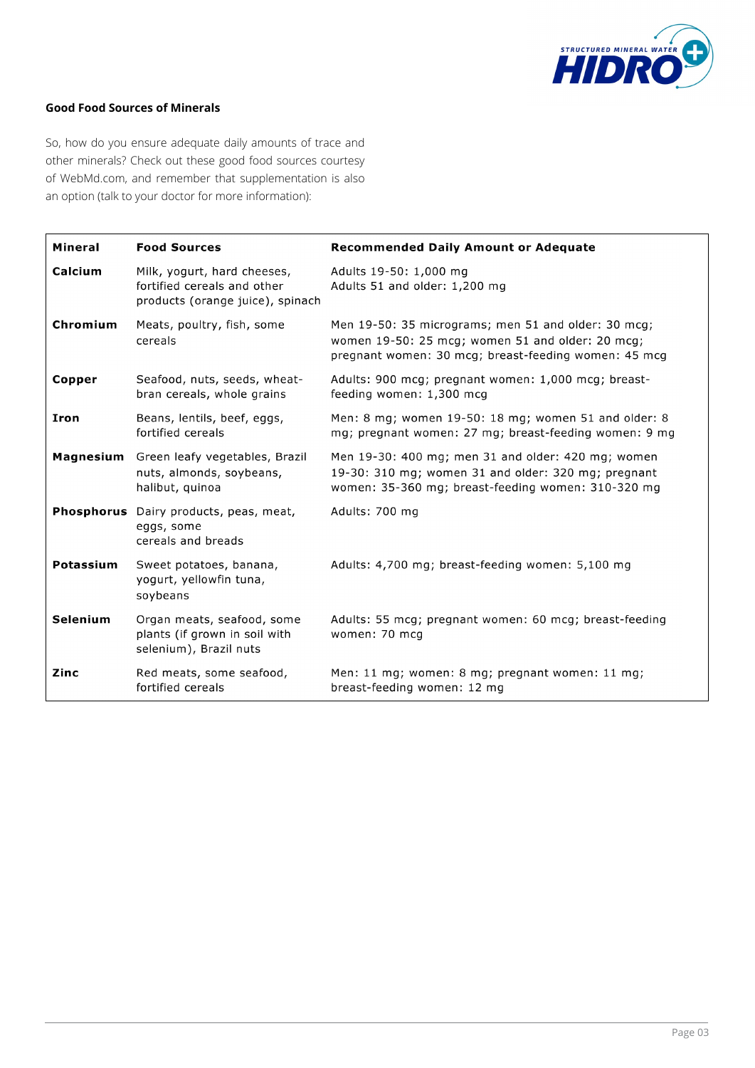## Good Food Sources of Minerals

So, how do you ensure adequate daily amounts of trace and other minerals? Check out these good food sources courtesy of WebMd.com, and remember that supplementation is also an option (talk to your doctor for more information):

| Mineral | Food Sources | Recommended Daily Amount or Adequate |
|---|---|---|
| **Calcium** | Milk, yogurt, hard cheeses, fortified cereals and other products (orange juice), spinach | Adults 19-50: 1,000 mg<br>Adults 51 and older: 1,200 mg |
| **Chromium** | Meats, poultry, fish, some cereals | Men 19-50: 35 micrograms; men 51 and older: 30 mcg; women 19-50: 25 mcg; women 51 and older: 20 mcg; pregnant women: 30 mcg; breast-feeding women: 45 mcg |
| **Copper** | Seafood, nuts, seeds, wheat-bran cereals, whole grains | Adults: 900 mcg; pregnant women: 1,000 mcg; breast-feeding women: 1,300 mcg |
| **Iron** | Beans, lentils, beef, eggs, fortified cereals | Men: 8 mg; women 19-50: 18 mg; women 51 and older: 8 mg; pregnant women: 27 mg; breast-feeding women: 9 mg |
| **Magnesium** | Green leafy vegetables, Brazil nuts, almonds, soybeans, halibut, quinoa | Men 19-30: 400 mg; men 31 and older: 420 mg; women 19-30: 310 mg; women 31 and older: 320 mg; pregnant women: 35-360 mg; breast-feeding women: 310-320 mg |
| **Phosphorus** | Dairy products, peas, meat, eggs, some cereals and breads | Adults: 700 mg |
| **Potassium** | Sweet potatoes, banana, yogurt, yellowfin tuna, soybeans | Adults: 4,700 mg; breast-feeding women: 5,100 mg |
| **Selenium** | Organ meats, seafood, some plants (if grown in soil with selenium), Brazil nuts | Adults: 55 mcg; pregnant women: 60 mcg; breast-feeding women: 70 mcg |
| **Zinc** | Red meats, some seafood, fortified cereals | Men: 11 mg; women: 8 mg; pregnant women: 11 mg; breast-feeding women: 12 mg |